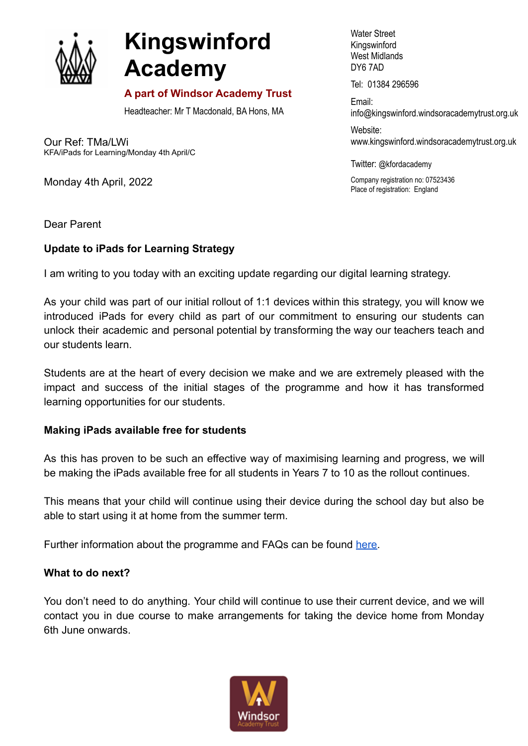# Kingswinford Academy

**A part of Windsor Academy Trust**

Headteacher: Mr T Macdonald, BA Hons, MA

Water Street
Kingswinford
West Midlands
DY6 7AD

Tel: 01384 296596

Email:
info@kingswinford.windsoracademytrust.org.uk

Website:
www.kingswinford.windsoracademytrust.org.uk

Twitter: @kfordacademy

Company registration no: 07523436
Place of registration: England

Our Ref: TMa/LWi
KFA/iPads for Learning/Monday 4th April/C

Monday 4th April, 2022

Dear Parent

**Update to iPads for Learning Strategy**

I am writing to you today with an exciting update regarding our digital learning strategy.

As your child was part of our initial rollout of 1:1 devices within this strategy, you will know we introduced iPads for every child as part of our commitment to ensuring our students can unlock their academic and personal potential by transforming the way our teachers teach and our students learn.

Students are at the heart of every decision we make and we are extremely pleased with the impact and success of the initial stages of the programme and how it has transformed learning opportunities for our students.

**Making iPads available free for students**

As this has proven to be such an effective way of maximising learning and progress, we will be making the iPads available free for all students in Years 7 to 10 as the rollout continues.

This means that your child will continue using their device during the school day but also be able to start using it at home from the summer term.

Further information about the programme and FAQs can be found here.

**What to do next?**

You don't need to do anything. Your child will continue to use their current device, and we will contact you in due course to make arrangements for taking the device home from Monday 6th June onwards.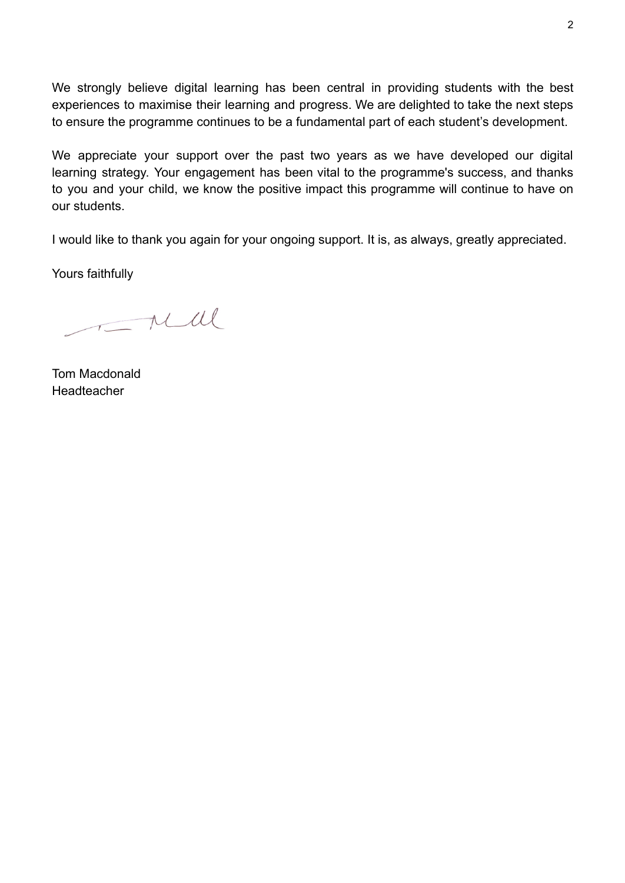We strongly believe digital learning has been central in providing students with the best experiences to maximise their learning and progress. We are delighted to take the next steps to ensure the programme continues to be a fundamental part of each student’s development.

We appreciate your support over the past two years as we have developed our digital learning strategy. Your engagement has been vital to the programme's success, and thanks to you and your child, we know the positive impact this programme will continue to have on our students.

I would like to thank you again for your ongoing support. It is, as always, greatly appreciated.

Yours faithfully

Tom Macdonald
Headteacher